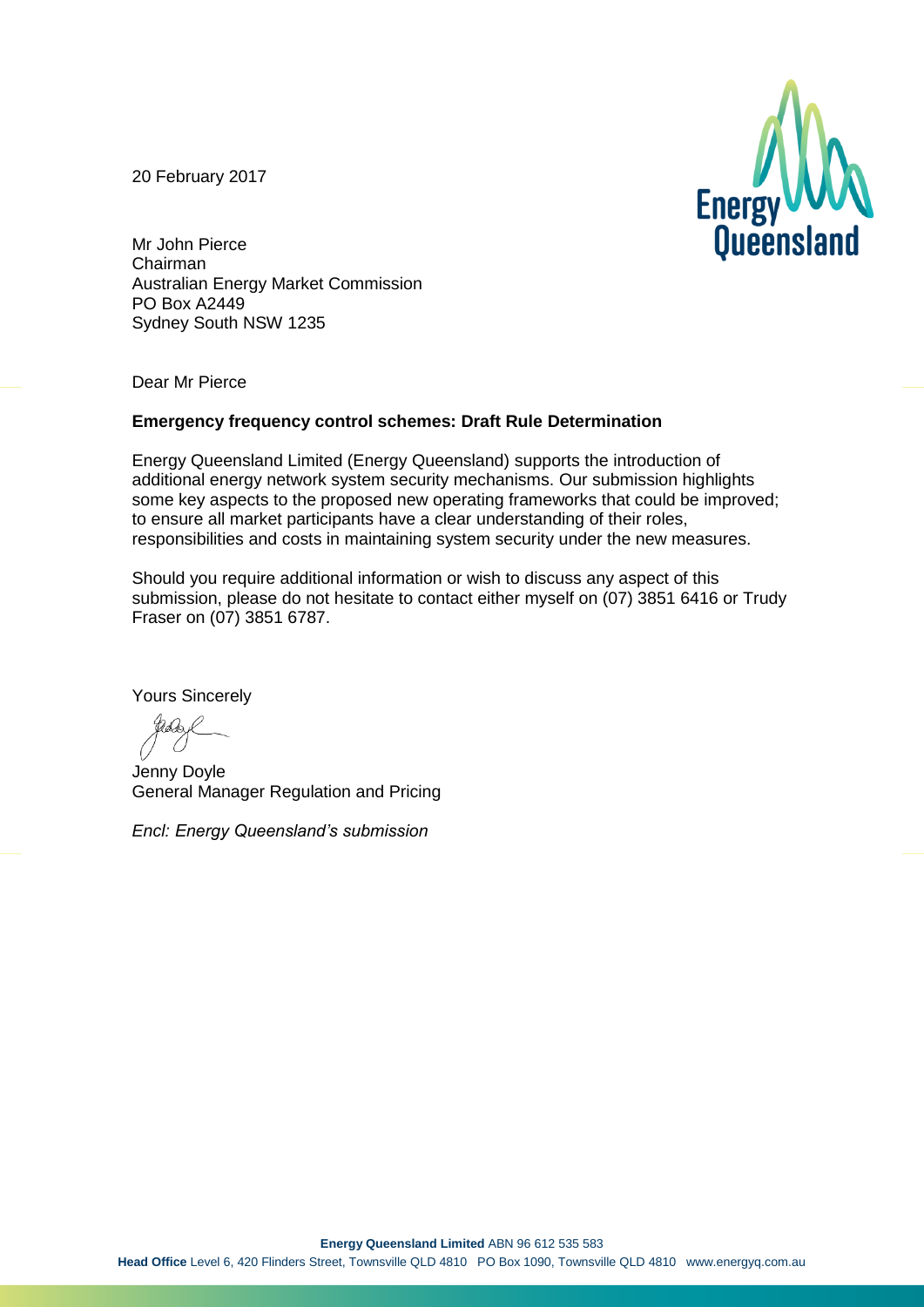20 February 2017

Mr John Pierce
Chairman
Australian Energy Market Commission
PO Box A2449
Sydney South NSW 1235

Dear Mr Pierce

**Emergency frequency control schemes: Draft Rule Determination**

Energy Queensland Limited (Energy Queensland) supports the introduction of additional energy network system security mechanisms. Our submission highlights some key aspects to the proposed new operating frameworks that could be improved; to ensure all market participants have a clear understanding of their roles, responsibilities and costs in maintaining system security under the new measures.

Should you require additional information or wish to discuss any aspect of this submission, please do not hesitate to contact either myself on (07) 3851 6416 or Trudy Fraser on (07) 3851 6787.

Yours Sincerely

Jenny Doyle
General Manager Regulation and Pricing

*Encl: Energy Queensland's submission*

**Energy Queensland Limited** ABN 96 612 535 583
**Head Office** Level 6, 420 Flinders Street, Townsville QLD 4810 PO Box 1090, Townsville QLD 4810 www.energyq.com.au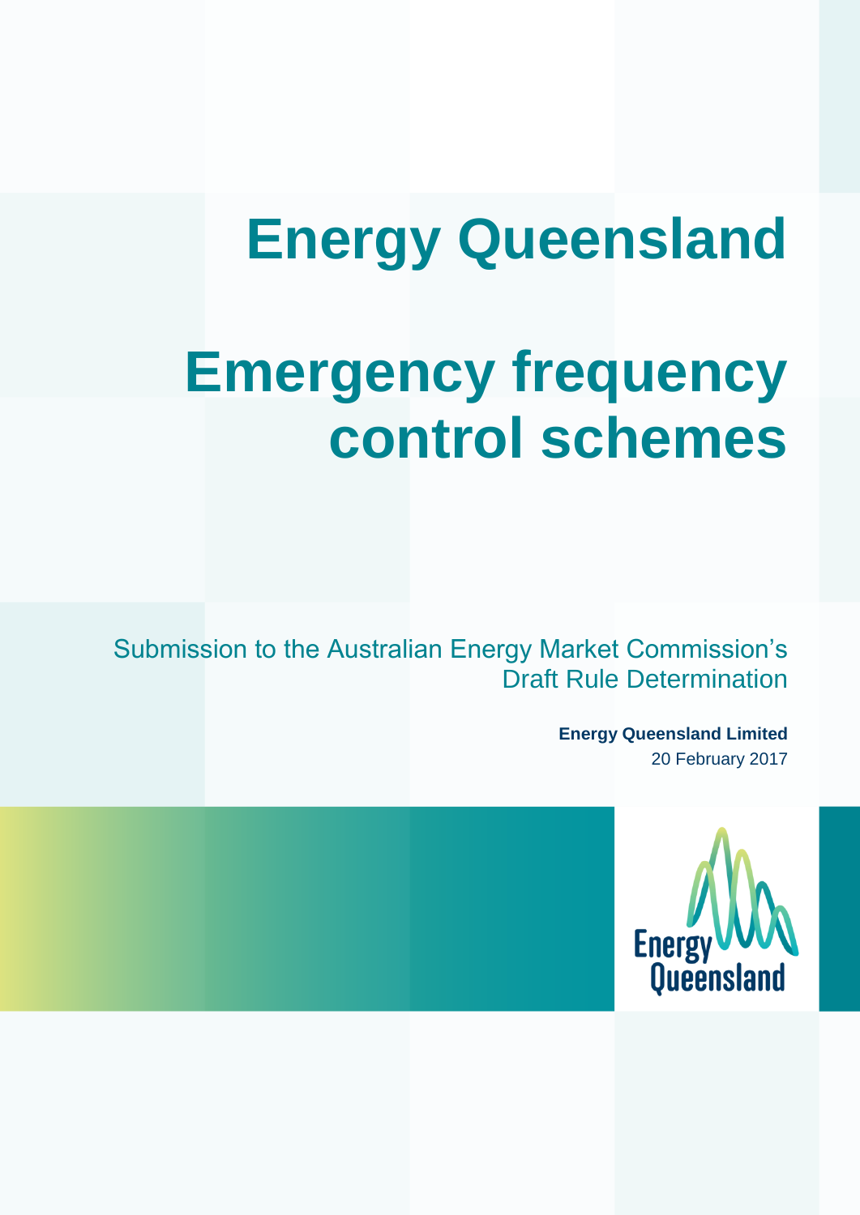# Energy Queensland

# Emergency frequency control schemes

Submission to the Australian Energy Market Commission's Draft Rule Determination

**Energy Queensland Limited**
20 February 2017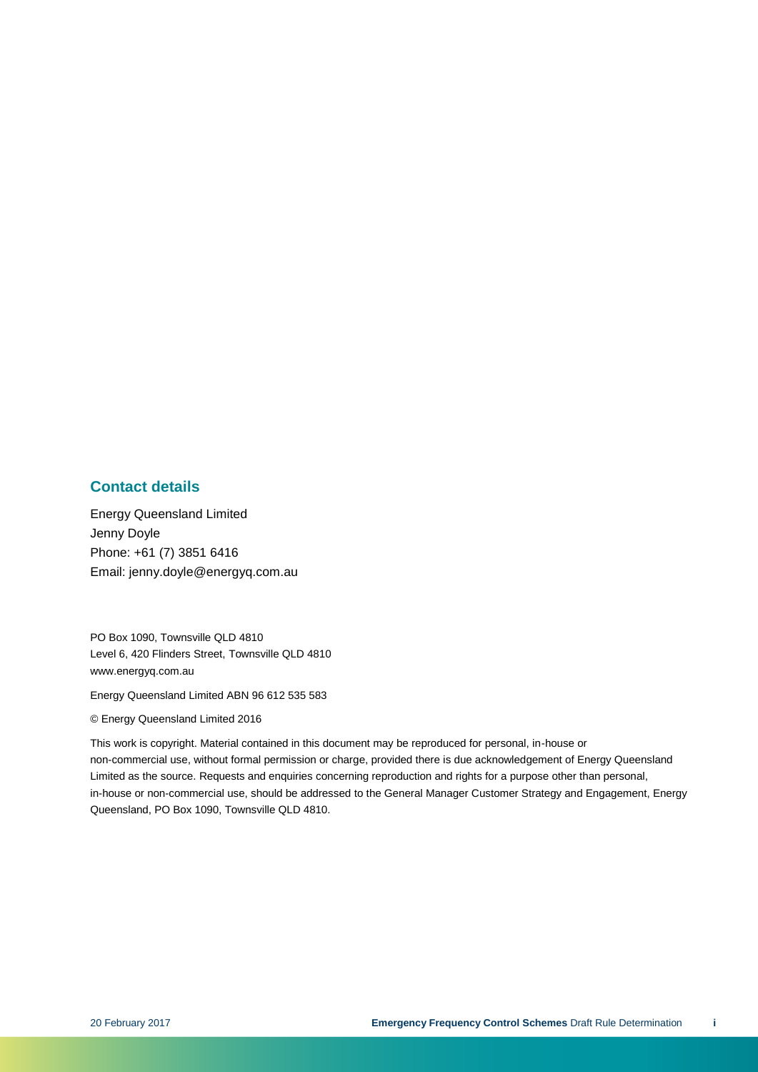## Contact details

Energy Queensland Limited
Jenny Doyle
Phone: +61 (7) 3851 6416
Email: jenny.doyle@energyq.com.au

PO Box 1090, Townsville QLD 4810
Level 6, 420 Flinders Street, Townsville QLD 4810
www.energyq.com.au

Energy Queensland Limited ABN 96 612 535 583

© Energy Queensland Limited 2016

This work is copyright. Material contained in this document may be reproduced for personal, in-house or non-commercial use, without formal permission or charge, provided there is due acknowledgement of Energy Queensland Limited as the source. Requests and enquiries concerning reproduction and rights for a purpose other than personal, in-house or non-commercial use, should be addressed to the General Manager Customer Strategy and Engagement, Energy Queensland, PO Box 1090, Townsville QLD 4810.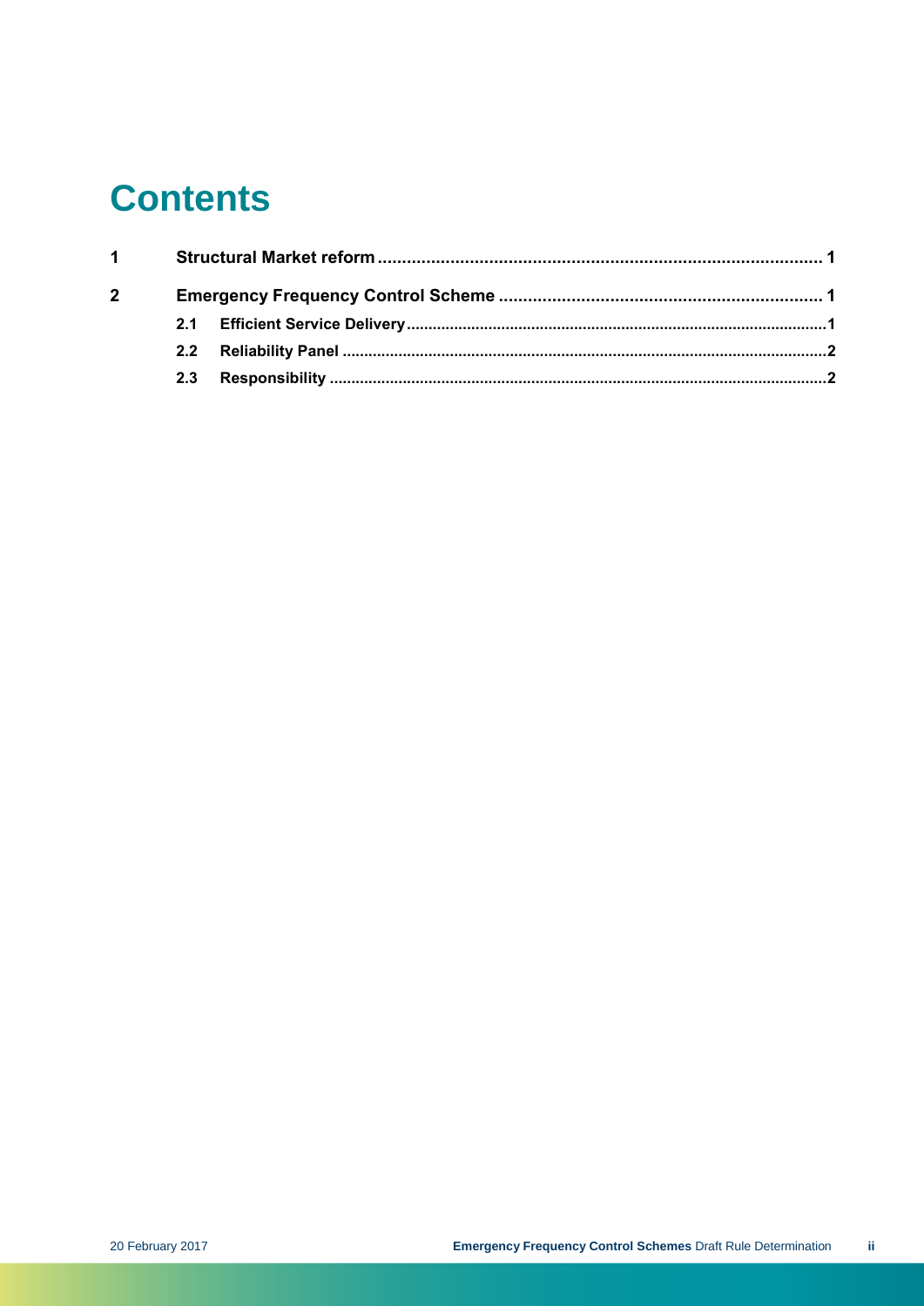# Contents

| | | |
|---|---|---|
| **1** | **Structural Market reform** | **1** |
| **2** | **Emergency Frequency Control Scheme** | **1** |
| **2.1** | **Efficient Service Delivery** | **1** |
| **2.2** | **Reliability Panel** | **2** |
| **2.3** | **Responsibility** | **2** |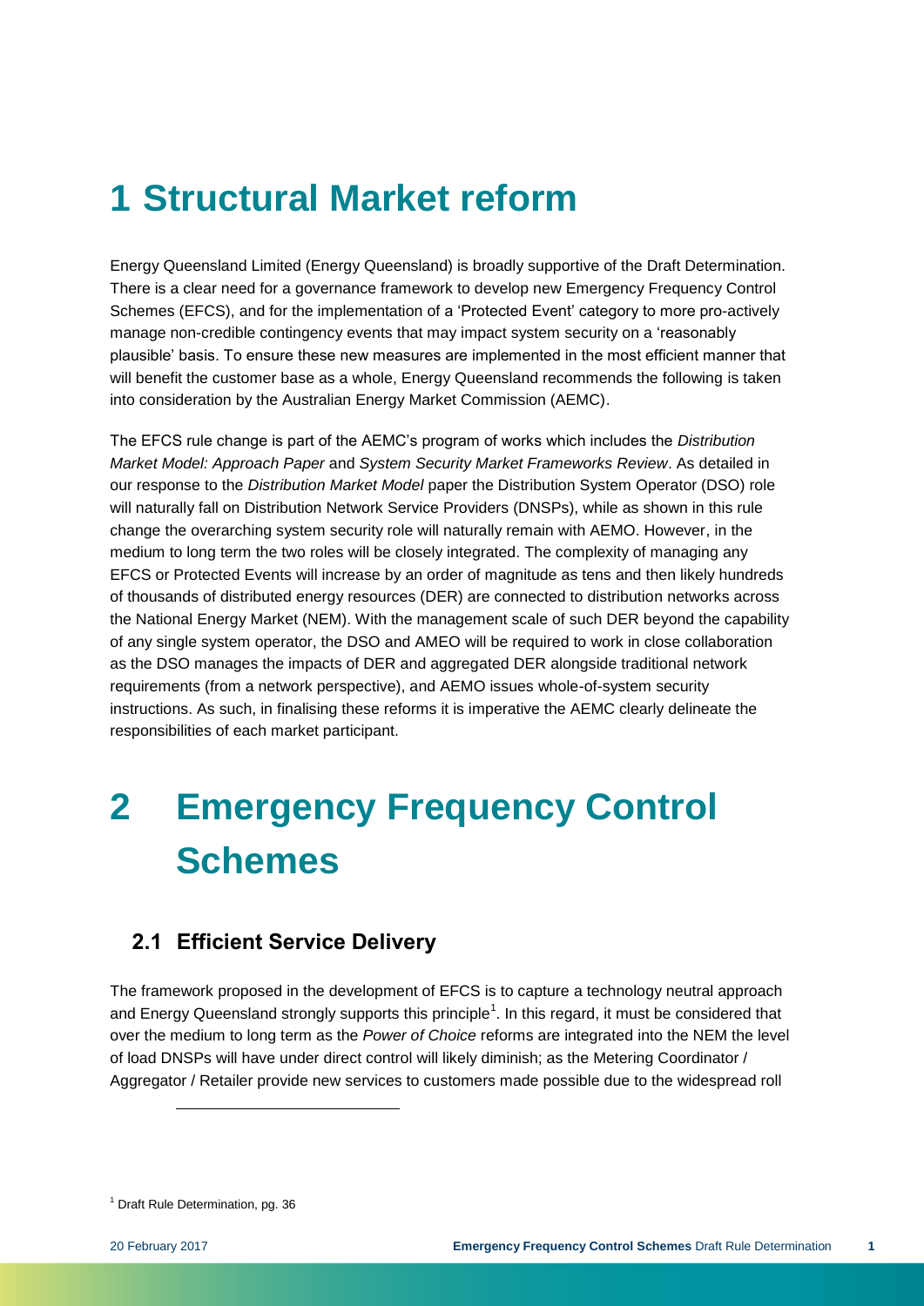# 1 Structural Market reform

Energy Queensland Limited (Energy Queensland) is broadly supportive of the Draft Determination. There is a clear need for a governance framework to develop new Emergency Frequency Control Schemes (EFCS), and for the implementation of a 'Protected Event' category to more pro-actively manage non-credible contingency events that may impact system security on a 'reasonably plausible' basis. To ensure these new measures are implemented in the most efficient manner that will benefit the customer base as a whole, Energy Queensland recommends the following is taken into consideration by the Australian Energy Market Commission (AEMC).

The EFCS rule change is part of the AEMC's program of works which includes the *Distribution Market Model: Approach Paper* and *System Security Market Frameworks Review*. As detailed in our response to the *Distribution Market Model* paper the Distribution System Operator (DSO) role will naturally fall on Distribution Network Service Providers (DNSPs), while as shown in this rule change the overarching system security role will naturally remain with AEMO. However, in the medium to long term the two roles will be closely integrated. The complexity of managing any EFCS or Protected Events will increase by an order of magnitude as tens and then likely hundreds of thousands of distributed energy resources (DER) are connected to distribution networks across the National Energy Market (NEM). With the management scale of such DER beyond the capability of any single system operator, the DSO and AMEO will be required to work in close collaboration as the DSO manages the impacts of DER and aggregated DER alongside traditional network requirements (from a network perspective), and AEMO issues whole-of-system security instructions. As such, in finalising these reforms it is imperative the AEMC clearly delineate the responsibilities of each market participant.

# 2 Emergency Frequency Control Schemes

## 2.1 Efficient Service Delivery

The framework proposed in the development of EFCS is to capture a technology neutral approach and Energy Queensland strongly supports this principle[1]. In this regard, it must be considered that over the medium to long term as the *Power of Choice* reforms are integrated into the NEM the level of load DNSPs will have under direct control will likely diminish; as the Metering Coordinator / Aggregator / Retailer provide new services to customers made possible due to the widespread roll

[1] Draft Rule Determination, pg. 36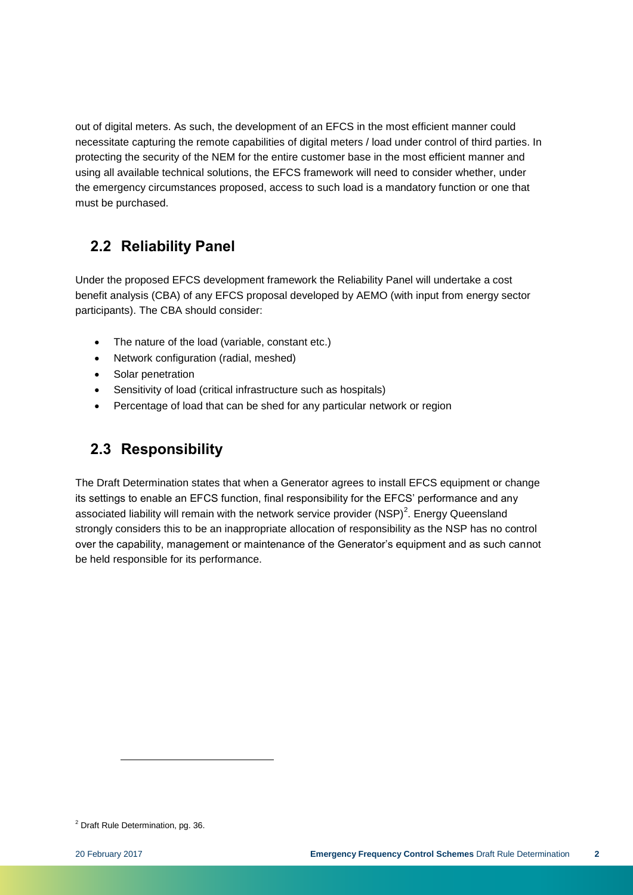out of digital meters. As such, the development of an EFCS in the most efficient manner could necessitate capturing the remote capabilities of digital meters / load under control of third parties. In protecting the security of the NEM for the entire customer base in the most efficient manner and using all available technical solutions, the EFCS framework will need to consider whether, under the emergency circumstances proposed, access to such load is a mandatory function or one that must be purchased.

## 2.2 Reliability Panel

Under the proposed EFCS development framework the Reliability Panel will undertake a cost benefit analysis (CBA) of any EFCS proposal developed by AEMO (with input from energy sector participants). The CBA should consider:

- The nature of the load (variable, constant etc.)
- Network configuration (radial, meshed)
- Solar penetration
- Sensitivity of load (critical infrastructure such as hospitals)
- Percentage of load that can be shed for any particular network or region

## 2.3 Responsibility

The Draft Determination states that when a Generator agrees to install EFCS equipment or change its settings to enable an EFCS function, final responsibility for the EFCS' performance and any associated liability will remain with the network service provider (NSP)[2]. Energy Queensland strongly considers this to be an inappropriate allocation of responsibility as the NSP has no control over the capability, management or maintenance of the Generator's equipment and as such cannot be held responsible for its performance.

[2] Draft Rule Determination, pg. 36.